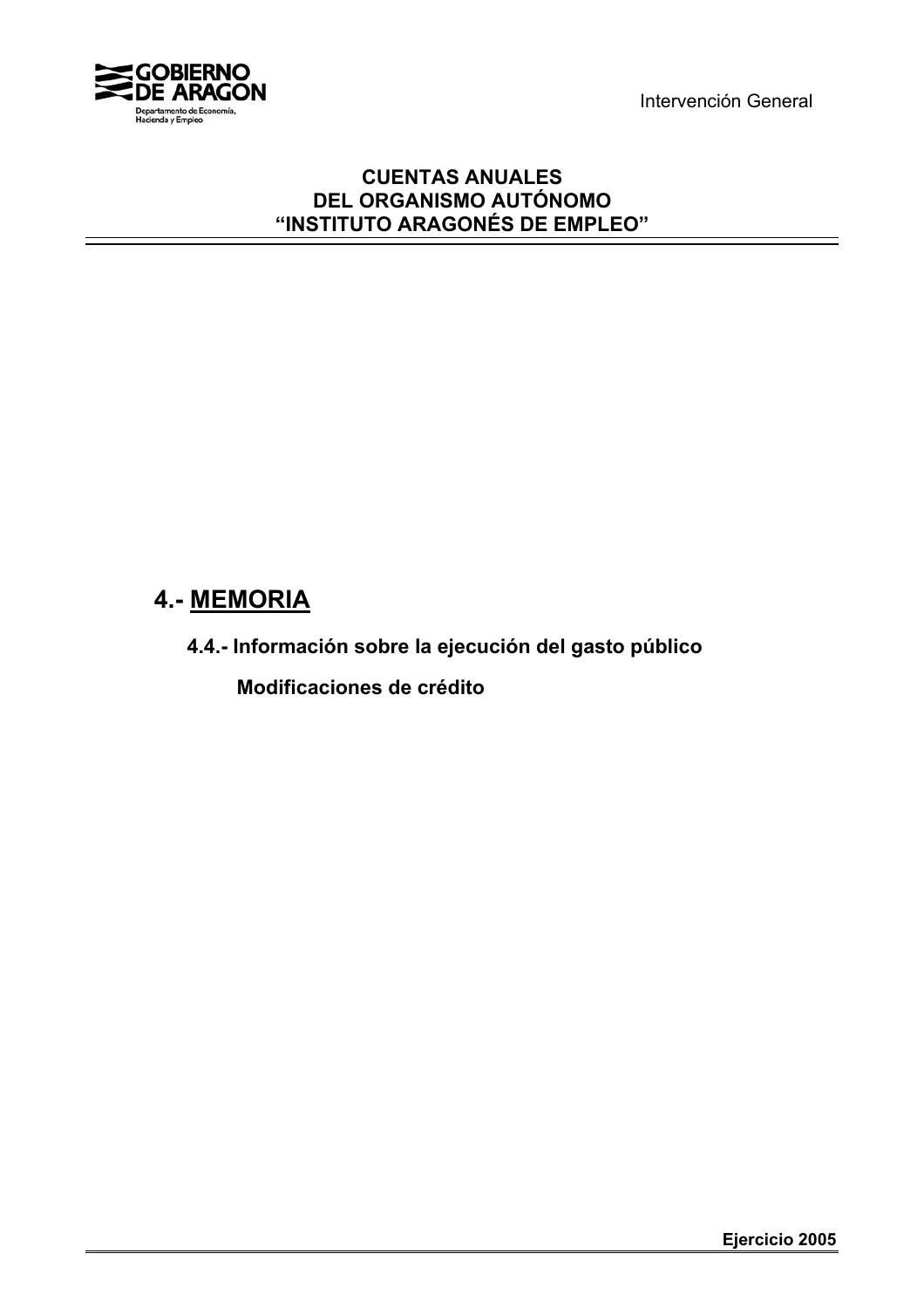**GOBIERNO DE ARAGON**
Departamento de Economía, Hacienda y Empleo

Intervención General

**CUENTAS ANUALES**
**DEL ORGANISMO AUTÓNOMO**
**"INSTITUTO ARAGONÉS DE EMPLEO"**

# 4.- MEMORIA

## 4.4.- Información sobre la ejecución del gasto público

### Modificaciones de crédito

**Ejercicio 2005**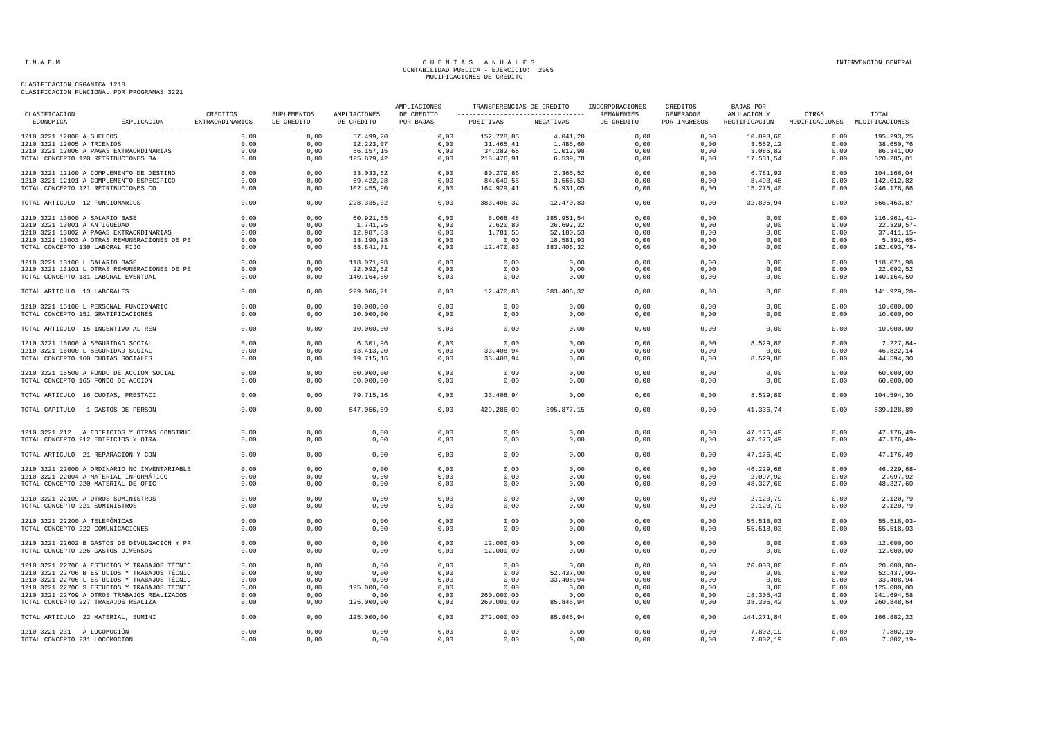CUENTAS ANUALES
CONTABILIDAD PUBLICA - EJERCICIO: 2005
MODIFICACIONES DE CREDITO

CLASIFICACION ORGANICA 1210
CLASIFICACION FUNCIONAL POR PROGRAMAS 3221

| CLASIFICACION ECONOMICA EXPLICACION | CREDITOS EXTRAORDINARIOS | SUPLEMENTOS DE CREDITO | AMPLIACIONES DE CREDITO | AMPLIACIONES DE CREDITO POR BAJAS | TRANSFERENCIAS DE CREDITO POSITIVAS | TRANSFERENCIAS DE CREDITO NEGATIVAS | INCORPORACIONES REMANENTES DE CREDITO | CREDITOS GENERADOS POR INGRESOS | BAJAS POR ANULACION Y RECTIFICACION | OTRAS MODIFICACIONES | TOTAL MODIFICACIONES |
|---|---|---|---|---|---|---|---|---|---|---|---|
| 1210 3221 12000 A SUELDOS | 0,00 | 0,00 | 57.499,20 | 0,00 | 152.728,85 | 4.041,20 | 0,00 | 0,00 | 10.893,60 | 0,00 | 195.293,25 |
| 1210 3221 12005 A TRIENIOS | 0,00 | 0,00 | 12.223,07 | 0,00 | 31.465,41 | 1.485,60 | 0,00 | 0,00 | 3.552,12 | 0,00 | 38.650,76 |
| 1210 3221 12006 A PAGAS EXTRAORDINARIAS | 0,00 | 0,00 | 56.157,15 | 0,00 | 34.282,65 | 1.012,98 | 0,00 | 0,00 | 3.085,82 | 0,00 | 86.341,00 |
| TOTAL CONCEPTO 120 RETRIBUCIONES BA | 0,00 | 0,00 | 125.879,42 | 0,00 | 218.476,91 | 6.539,78 | 0,00 | 0,00 | 17.531,54 | 0,00 | 320.285,01 |
| 1210 3221 12100 A COMPLEMENTO DE DESTINO | 0,00 | 0,00 | 33.033,62 | 0,00 | 80.279,86 | 2.365,52 | 0,00 | 0,00 | 6.781,92 | 0,00 | 104.166,04 |
| 1210 3221 12101 A COMPLEMENTO ESPECÍFICO | 0,00 | 0,00 | 69.422,28 | 0,00 | 84.649,55 | 3.565,53 | 0,00 | 0,00 | 8.493,48 | 0,00 | 142.012,82 |
| TOTAL CONCEPTO 121 RETRIBUCIONES CO | 0,00 | 0,00 | 102.455,90 | 0,00 | 164.929,41 | 5.931,05 | 0,00 | 0,00 | 15.275,40 | 0,00 | 246.178,86 |
| TOTAL ARTICULO 12 FUNCIONARIOS | 0,00 | 0,00 | 228.335,32 | 0,00 | 383.406,32 | 12.470,83 | 0,00 | 0,00 | 32.806,94 | 0,00 | 566.463,87 |
| 1210 3221 13000 A SALARIO BASE | 0,00 | 0,00 | 60.921,65 | 0,00 | 8.068,48 | 285.951,54 | 0,00 | 0,00 | 0,00 | 0,00 | 216.961,41- |
| 1210 3221 13001 A ANTIGUEDAD | 0,00 | 0,00 | 1.741,95 | 0,00 | 2.620,80 | 26.692,32 | 0,00 | 0,00 | 0,00 | 0,00 | 22.329,57- |
| 1210 3221 13002 A PAGAS EXTRAORDINARIAS | 0,00 | 0,00 | 12.987,83 | 0,00 | 1.781,55 | 52.180,53 | 0,00 | 0,00 | 0,00 | 0,00 | 37.411,15- |
| 1210 3221 13003 A OTRAS REMUNERACIONES DE PE | 0,00 | 0,00 | 13.190,28 | 0,00 | 0,00 | 18.581,93 | 0,00 | 0,00 | 0,00 | 0,00 | 5.391,65- |
| TOTAL CONCEPTO 130 LABORAL FIJO | 0,00 | 0,00 | 88.841,71 | 0,00 | 12.470,83 | 383.406,32 | 0,00 | 0,00 | 0,00 | 0,00 | 282.093,78- |
| 1210 3221 13100 L SALARIO BASE | 0,00 | 0,00 | 118.071,98 | 0,00 | 0,00 | 0,00 | 0,00 | 0,00 | 0,00 | 0,00 | 118.071,98 |
| 1210 3221 13101 L OTRAS REMUNERACIONES DE PE | 0,00 | 0,00 | 22.092,52 | 0,00 | 0,00 | 0,00 | 0,00 | 0,00 | 0,00 | 0,00 | 22.092,52 |
| TOTAL CONCEPTO 131 LABORAL EVENTUAL | 0,00 | 0,00 | 140.164,50 | 0,00 | 0,00 | 0,00 | 0,00 | 0,00 | 0,00 | 0,00 | 140.164,50 |
| TOTAL ARTICULO 13 LABORALES | 0,00 | 0,00 | 229.006,21 | 0,00 | 12.470,83 | 383.406,32 | 0,00 | 0,00 | 0,00 | 0,00 | 141.929,28- |
| 1210 3221 15100 L PERSONAL FUNCIONARIO | 0,00 | 0,00 | 10.000,00 | 0,00 | 0,00 | 0,00 | 0,00 | 0,00 | 0,00 | 0,00 | 10.000,00 |
| TOTAL CONCEPTO 151 GRATIFICACIONES | 0,00 | 0,00 | 10.000,00 | 0,00 | 0,00 | 0,00 | 0,00 | 0,00 | 0,00 | 0,00 | 10.000,00 |
| TOTAL ARTICULO 15 INCENTIVO AL REN | 0,00 | 0,00 | 10.000,00 | 0,00 | 0,00 | 0,00 | 0,00 | 0,00 | 0,00 | 0,00 | 10.000,00 |
| 1210 3221 16000 A SEGURIDAD SOCIAL | 0,00 | 0,00 | 6.301,96 | 0,00 | 0,00 | 0,00 | 0,00 | 0,00 | 8.529,80 | 0,00 | 2.227,84- |
| 1210 3221 16000 L SEGURIDAD SOCIAL | 0,00 | 0,00 | 13.413,20 | 0,00 | 33.408,94 | 0,00 | 0,00 | 0,00 | 0,00 | 0,00 | 46.822,14 |
| TOTAL CONCEPTO 160 CUOTAS SOCIALES | 0,00 | 0,00 | 19.715,16 | 0,00 | 33.408,94 | 0,00 | 0,00 | 0,00 | 8.529,80 | 0,00 | 44.594,30 |
| 1210 3221 16500 A FONDO DE ACCION SOCIAL | 0,00 | 0,00 | 60.000,00 | 0,00 | 0,00 | 0,00 | 0,00 | 0,00 | 0,00 | 0,00 | 60.000,00 |
| TOTAL CONCEPTO 165 FONDO DE ACCION | 0,00 | 0,00 | 60.000,00 | 0,00 | 0,00 | 0,00 | 0,00 | 0,00 | 0,00 | 0,00 | 60.000,00 |
| TOTAL ARTICULO 16 CUOTAS, PRESTACI | 0,00 | 0,00 | 79.715,16 | 0,00 | 33.408,94 | 0,00 | 0,00 | 0,00 | 8.529,80 | 0,00 | 104.594,30 |
| TOTAL CAPITULO 1 GASTOS DE PERSON | 0,00 | 0,00 | 547.056,69 | 0,00 | 429.286,09 | 395.877,15 | 0,00 | 0,00 | 41.336,74 | 0,00 | 539.128,89 |
| 1210 3221 212 A EDIFICIOS Y OTRAS CONSTRUC | 0,00 | 0,00 | 0,00 | 0,00 | 0,00 | 0,00 | 0,00 | 0,00 | 47.176,49 | 0,00 | 47.176,49- |
| TOTAL CONCEPTO 212 EDIFICIOS Y OTRA | 0,00 | 0,00 | 0,00 | 0,00 | 0,00 | 0,00 | 0,00 | 0,00 | 47.176,49 | 0,00 | 47.176,49- |
| TOTAL ARTICULO 21 REPARACION Y CON | 0,00 | 0,00 | 0,00 | 0,00 | 0,00 | 0,00 | 0,00 | 0,00 | 47.176,49 | 0,00 | 47.176,49- |
| 1210 3221 22000 A ORDINARIO NO INVENTARIABLE | 0,00 | 0,00 | 0,00 | 0,00 | 0,00 | 0,00 | 0,00 | 0,00 | 46.229,68 | 0,00 | 46.229,68- |
| 1210 3221 22004 A MATERIAL INFORMÁTICO | 0,00 | 0,00 | 0,00 | 0,00 | 0,00 | 0,00 | 0,00 | 0,00 | 2.097,92 | 0,00 | 2.097,92- |
| TOTAL CONCEPTO 220 MATERIAL DE OFIC | 0,00 | 0,00 | 0,00 | 0,00 | 0,00 | 0,00 | 0,00 | 0,00 | 48.327,60 | 0,00 | 48.327,60- |
| 1210 3221 22109 A OTROS SUMINISTROS | 0,00 | 0,00 | 0,00 | 0,00 | 0,00 | 0,00 | 0,00 | 0,00 | 2.120,79 | 0,00 | 2.120,79- |
| TOTAL CONCEPTO 221 SUMINISTROS | 0,00 | 0,00 | 0,00 | 0,00 | 0,00 | 0,00 | 0,00 | 0,00 | 2.120,79 | 0,00 | 2.120,79- |
| 1210 3221 22200 A TELEFÓNICAS | 0,00 | 0,00 | 0,00 | 0,00 | 0,00 | 0,00 | 0,00 | 0,00 | 55.518,03 | 0,00 | 55.518,03- |
| TOTAL CONCEPTO 222 COMUNICACIONES | 0,00 | 0,00 | 0,00 | 0,00 | 0,00 | 0,00 | 0,00 | 0,00 | 55.518,03 | 0,00 | 55.518,03- |
| 1210 3221 22602 B GASTOS DE DIVULGACIÓN Y PR | 0,00 | 0,00 | 0,00 | 0,00 | 12.000,00 | 0,00 | 0,00 | 0,00 | 0,00 | 0,00 | 12.000,00 |
| TOTAL CONCEPTO 226 GASTOS DIVERSOS | 0,00 | 0,00 | 0,00 | 0,00 | 12.000,00 | 0,00 | 0,00 | 0,00 | 0,00 | 0,00 | 12.000,00 |
| 1210 3221 22706 A ESTUDIOS Y TRABAJOS TÉCNIC | 0,00 | 0,00 | 0,00 | 0,00 | 0,00 | 0,00 | 0,00 | 0,00 | 20.000,00 | 0,00 | 20.000,00- |
| 1210 3221 22706 B ESTUDIOS Y TRABAJOS TÉCNIC | 0,00 | 0,00 | 0,00 | 0,00 | 0,00 | 52.437,00 | 0,00 | 0,00 | 0,00 | 0,00 | 52.437,00- |
| 1210 3221 22706 L ESTUDIOS Y TRABAJOS TÉCNIC | 0,00 | 0,00 | 0,00 | 0,00 | 0,00 | 33.408,94 | 0,00 | 0,00 | 0,00 | 0,00 | 33.408,94- |
| 1210 3221 22706 S ESTUDIOS Y TRABAJOS TECNIC | 0,00 | 0,00 | 125.000,00 | 0,00 | 0,00 | 0,00 | 0,00 | 0,00 | 0,00 | 0,00 | 125.000,00 |
| 1210 3221 22709 A OTROS TRABAJOS REALIZADOS | 0,00 | 0,00 | 0,00 | 0,00 | 260.000,00 | 0,00 | 0,00 | 0,00 | 18.305,42 | 0,00 | 241.694,58 |
| TOTAL CONCEPTO 227 TRABAJOS REALIZA | 0,00 | 0,00 | 125.000,00 | 0,00 | 260.000,00 | 85.845,94 | 0,00 | 0,00 | 38.305,42 | 0,00 | 260.848,64 |
| TOTAL ARTICULO 22 MATERIAL, SUMINI | 0,00 | 0,00 | 125.000,00 | 0,00 | 272.000,00 | 85.845,94 | 0,00 | 0,00 | 144.271,84 | 0,00 | 166.882,22 |
| 1210 3221 231 A LOCOMOCIÓN | 0,00 | 0,00 | 0,00 | 0,00 | 0,00 | 0,00 | 0,00 | 0,00 | 7.802,19 | 0,00 | 7.802,19- |
| TOTAL CONCEPTO 231 LOCOMOCION | 0,00 | 0,00 | 0,00 | 0,00 | 0,00 | 0,00 | 0,00 | 0,00 | 7.802,19 | 0,00 | 7.802,19- |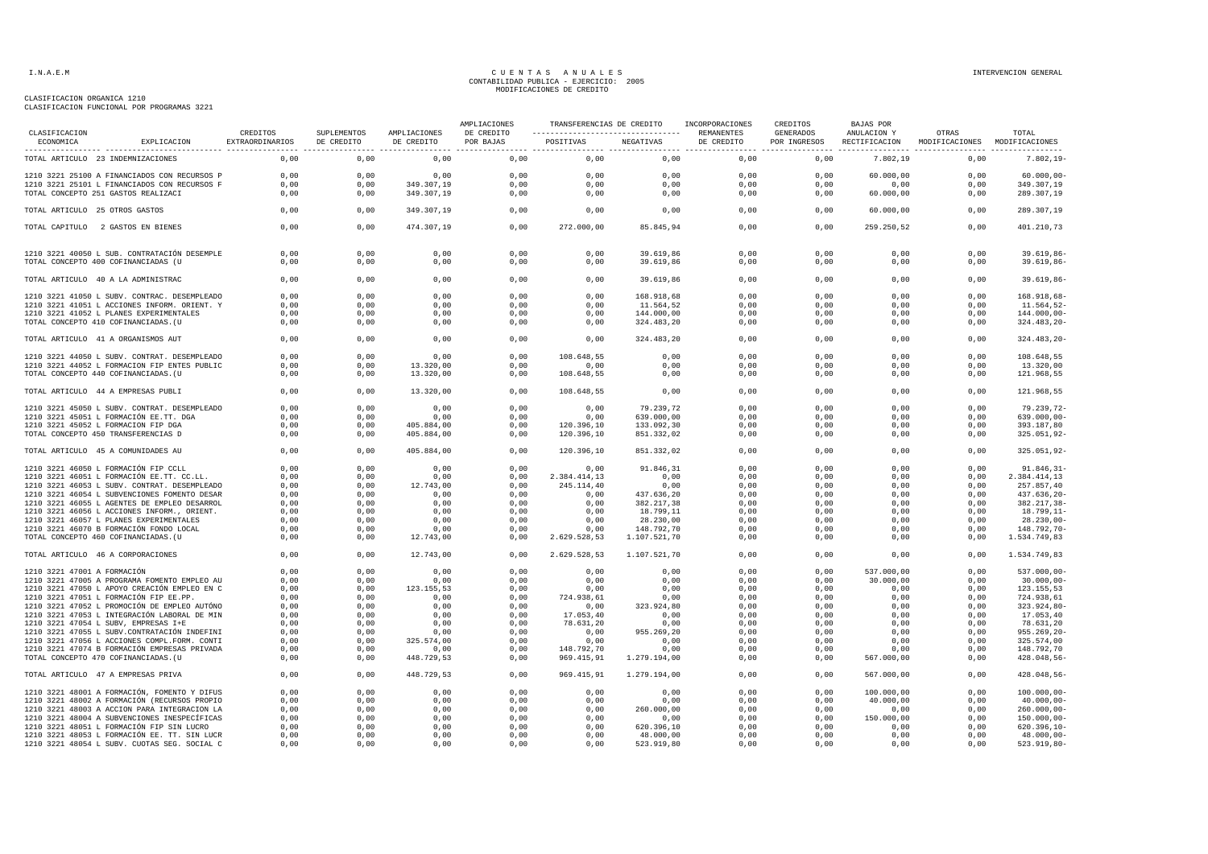# CUENTAS ANUALES
## CONTABILIDAD PUBLICA - EJERCICIO: 2005
## MODIFICACIONES DE CREDITO

CLASIFICACION ORGANICA 1210
CLASIFICACION FUNCIONAL POR PROGRAMAS 3221

| CLASIFICACION ECONOMICA | EXPLICACION | CREDITOS EXTRAORDINARIOS | SUPLEMENTOS DE CREDITO | AMPLIACIONES DE CREDITO | AMPLIACIONES DE CREDITO POR BAJAS | TRANSFERENCIAS DE CREDITO POSITIVAS | TRANSFERENCIAS DE CREDITO NEGATIVAS | INCORPORACIONES REMANENTES DE CREDITO | CREDITOS GENERADOS POR INGRESOS | BAJAS POR ANULACION Y RECTIFICACION | OTRAS MODIFICACIONES | TOTAL MODIFICACIONES |
|---|---|---|---|---|---|---|---|---|---|---|---|---|
| TOTAL ARTICULO 23 | INDEMNIZACIONES | 0,00 | 0,00 | 0,00 | 0,00 | 0,00 | 0,00 | 0,00 | 0,00 | 7.802,19 | 0,00 | 7.802,19- |
| 1210 3221 25100 A | FINANCIADOS CON RECURSOS P | 0,00 | 0,00 | 0,00 | 0,00 | 0,00 | 0,00 | 0,00 | 0,00 | 60.000,00 | 0,00 | 60.000,00- |
| 1210 3221 25101 L | FINANCIADOS CON RECURSOS F | 0,00 | 0,00 | 349.307,19 | 0,00 | 0,00 | 0,00 | 0,00 | 0,00 | 0,00 | 0,00 | 349.307,19 |
| TOTAL CONCEPTO 251 | GASTOS REALIZACI | 0,00 | 0,00 | 349.307,19 | 0,00 | 0,00 | 0,00 | 0,00 | 0,00 | 60.000,00 | 0,00 | 289.307,19 |
| TOTAL ARTICULO 25 | OTROS GASTOS | 0,00 | 0,00 | 349.307,19 | 0,00 | 0,00 | 0,00 | 0,00 | 0,00 | 60.000,00 | 0,00 | 289.307,19 |
| TOTAL CAPITULO 2 | GASTOS EN BIENES | 0,00 | 0,00 | 474.307,19 | 0,00 | 272.000,00 | 85.845,94 | 0,00 | 0,00 | 259.250,52 | 0,00 | 401.210,73 |
| 1210 3221 40050 L | SUB. CONTRATACIÓN DESEMPLE | 0,00 | 0,00 | 0,00 | 0,00 | 0,00 | 39.619,86 | 0,00 | 0,00 | 0,00 | 0,00 | 39.619,86- |
| TOTAL CONCEPTO 400 | COFINANCIADAS (U | 0,00 | 0,00 | 0,00 | 0,00 | 0,00 | 39.619,86 | 0,00 | 0,00 | 0,00 | 0,00 | 39.619,86- |
| TOTAL ARTICULO 40 | A LA ADMINISTRAC | 0,00 | 0,00 | 0,00 | 0,00 | 0,00 | 39.619,86 | 0,00 | 0,00 | 0,00 | 0,00 | 39.619,86- |
| 1210 3221 41050 L | SUBV. CONTRAC. DESEMPLEADO | 0,00 | 0,00 | 0,00 | 0,00 | 0,00 | 168.918,68 | 0,00 | 0,00 | 0,00 | 0,00 | 168.918,68- |
| 1210 3221 41051 L | ACCIONES INFORM. ORIENT. Y | 0,00 | 0,00 | 0,00 | 0,00 | 0,00 | 11.564,52 | 0,00 | 0,00 | 0,00 | 0,00 | 11.564,52- |
| 1210 3221 41052 L | PLANES EXPERIMENTALES | 0,00 | 0,00 | 0,00 | 0,00 | 0,00 | 144.000,00 | 0,00 | 0,00 | 0,00 | 0,00 | 144.000,00- |
| TOTAL CONCEPTO 410 | COFINANCIADAS.(U | 0,00 | 0,00 | 0,00 | 0,00 | 0,00 | 324.483,20 | 0,00 | 0,00 | 0,00 | 0,00 | 324.483,20- |
| TOTAL ARTICULO 41 | A ORGANISMOS AUT | 0,00 | 0,00 | 0,00 | 0,00 | 0,00 | 324.483,20 | 0,00 | 0,00 | 0,00 | 0,00 | 324.483,20- |
| 1210 3221 44050 L | SUBV. CONTRAT. DESEMPLEADO | 0,00 | 0,00 | 0,00 | 0,00 | 108.648,55 | 0,00 | 0,00 | 0,00 | 0,00 | 0,00 | 108.648,55 |
| 1210 3221 44052 L | FORMACION FIP ENTES PUBLIC | 0,00 | 0,00 | 13.320,00 | 0,00 | 0,00 | 0,00 | 0,00 | 0,00 | 0,00 | 0,00 | 13.320,00 |
| TOTAL CONCEPTO 440 | COFINANCIADAS.(U | 0,00 | 0,00 | 13.320,00 | 0,00 | 108.648,55 | 0,00 | 0,00 | 0,00 | 0,00 | 0,00 | 121.968,55 |
| TOTAL ARTICULO 44 | A EMPRESAS PUBLI | 0,00 | 0,00 | 13.320,00 | 0,00 | 108.648,55 | 0,00 | 0,00 | 0,00 | 0,00 | 0,00 | 121.968,55 |
| 1210 3221 45050 L | SUBV. CONTRAT. DESEMPLEADO | 0,00 | 0,00 | 0,00 | 0,00 | 0,00 | 79.239,72 | 0,00 | 0,00 | 0,00 | 0,00 | 79.239,72- |
| 1210 3221 45051 L | FORMACIÓN EE.TT. DGA | 0,00 | 0,00 | 0,00 | 0,00 | 0,00 | 639.000,00 | 0,00 | 0,00 | 0,00 | 0,00 | 639.000,00- |
| 1210 3221 45052 L | FORMACION FIP DGA | 0,00 | 0,00 | 405.884,00 | 0,00 | 120.396,10 | 133.092,30 | 0,00 | 0,00 | 0,00 | 0,00 | 393.187,80 |
| TOTAL CONCEPTO 450 | TRANSFERENCIAS D | 0,00 | 0,00 | 405.884,00 | 0,00 | 120.396,10 | 851.332,02 | 0,00 | 0,00 | 0,00 | 0,00 | 325.051,92- |
| TOTAL ARTICULO 45 | A COMUNIDADES AU | 0,00 | 0,00 | 405.884,00 | 0,00 | 120.396,10 | 851.332,02 | 0,00 | 0,00 | 0,00 | 0,00 | 325.051,92- |
| 1210 3221 46050 L | FORMACIÓN FIP CCLL | 0,00 | 0,00 | 0,00 | 0,00 | 0,00 | 91.846,31 | 0,00 | 0,00 | 0,00 | 0,00 | 91.846,31- |
| 1210 3221 46051 L | FORMACIÓN EE.TT. CC.LL. | 0,00 | 0,00 | 0,00 | 0,00 | 2.384.414,13 | 0,00 | 0,00 | 0,00 | 0,00 | 0,00 | 2.384.414,13 |
| 1210 3221 46053 L | SUBV. CONTRAT. DESEMPLEADO | 0,00 | 0,00 | 12.743,00 | 0,00 | 245.114,40 | 0,00 | 0,00 | 0,00 | 0,00 | 0,00 | 257.857,40 |
| 1210 3221 46054 L | SUBVENCIONES FOMENTO DESAR | 0,00 | 0,00 | 0,00 | 0,00 | 0,00 | 437.636,20 | 0,00 | 0,00 | 0,00 | 0,00 | 437.636,20- |
| 1210 3221 46055 L | AGENTES DE EMPLEO DESARROL | 0,00 | 0,00 | 0,00 | 0,00 | 0,00 | 382.217,38 | 0,00 | 0,00 | 0,00 | 0,00 | 382.217,38- |
| 1210 3221 46056 L | ACCIONES INFORM., ORIENT. | 0,00 | 0,00 | 0,00 | 0,00 | 0,00 | 18.799,11 | 0,00 | 0,00 | 0,00 | 0,00 | 18.799,11- |
| 1210 3221 46057 L | PLANES EXPERIMENTALES | 0,00 | 0,00 | 0,00 | 0,00 | 0,00 | 28.230,00 | 0,00 | 0,00 | 0,00 | 0,00 | 28.230,00- |
| 1210 3221 46070 B | FORMACIÓN FONDO LOCAL | 0,00 | 0,00 | 0,00 | 0,00 | 0,00 | 148.792,70 | 0,00 | 0,00 | 0,00 | 0,00 | 148.792,70- |
| TOTAL CONCEPTO 460 | COFINANCIADAS.(U | 0,00 | 0,00 | 12.743,00 | 0,00 | 2.629.528,53 | 1.107.521,70 | 0,00 | 0,00 | 0,00 | 0,00 | 1.534.749,83 |
| TOTAL ARTICULO 46 | A CORPORACIONES | 0,00 | 0,00 | 12.743,00 | 0,00 | 2.629.528,53 | 1.107.521,70 | 0,00 | 0,00 | 0,00 | 0,00 | 1.534.749,83 |
| 1210 3221 47001 A | FORMACIÓN | 0,00 | 0,00 | 0,00 | 0,00 | 0,00 | 0,00 | 0,00 | 0,00 | 537.000,00 | 0,00 | 537.000,00- |
| 1210 3221 47005 A | PROGRAMA FOMENTO EMPLEO AU | 0,00 | 0,00 | 0,00 | 0,00 | 0,00 | 0,00 | 0,00 | 0,00 | 30.000,00 | 0,00 | 30.000,00- |
| 1210 3221 47050 L | APOYO CREACIÓN EMPLEO EN C | 0,00 | 0,00 | 123.155,53 | 0,00 | 0,00 | 0,00 | 0,00 | 0,00 | 0,00 | 0,00 | 123.155,53 |
| 1210 3221 47051 L | FORMACIÓN FIP EE.PP. | 0,00 | 0,00 | 0,00 | 0,00 | 724.938,61 | 0,00 | 0,00 | 0,00 | 0,00 | 0,00 | 724.938,61 |
| 1210 3221 47052 L | PROMOCIÓN DE EMPLEO AUTÓNO | 0,00 | 0,00 | 0,00 | 0,00 | 0,00 | 323.924,80 | 0,00 | 0,00 | 0,00 | 0,00 | 323.924,80- |
| 1210 3221 47053 L | INTEGRACIÓN LABORAL DE MIN | 0,00 | 0,00 | 0,00 | 0,00 | 17.053,40 | 0,00 | 0,00 | 0,00 | 0,00 | 0,00 | 17.053,40 |
| 1210 3221 47054 L | SUBV, EMPRESAS I+E | 0,00 | 0,00 | 0,00 | 0,00 | 78.631,20 | 0,00 | 0,00 | 0,00 | 0,00 | 0,00 | 78.631,20 |
| 1210 3221 47055 L | SUBV.CONTRATACIÓN INDEFINI | 0,00 | 0,00 | 0,00 | 0,00 | 0,00 | 955.269,20 | 0,00 | 0,00 | 0,00 | 0,00 | 955.269,20- |
| 1210 3221 47056 L | ACCIONES COMPL.FORM. CONTI | 0,00 | 0,00 | 325.574,00 | 0,00 | 0,00 | 0,00 | 0,00 | 0,00 | 0,00 | 0,00 | 325.574,00 |
| 1210 3221 47074 B | FORMACIÓN EMPRESAS PRIVADA | 0,00 | 0,00 | 0,00 | 0,00 | 148.792,70 | 0,00 | 0,00 | 0,00 | 0,00 | 0,00 | 148.792,70 |
| TOTAL CONCEPTO 470 | COFINANCIADAS.(U | 0,00 | 0,00 | 448.729,53 | 0,00 | 969.415,91 | 1.279.194,00 | 0,00 | 0,00 | 567.000,00 | 0,00 | 428.048,56- |
| TOTAL ARTICULO 47 | A EMPRESAS PRIVA | 0,00 | 0,00 | 448.729,53 | 0,00 | 969.415,91 | 1.279.194,00 | 0,00 | 0,00 | 567.000,00 | 0,00 | 428.048,56- |
| 1210 3221 48001 A | FORMACIÓN, FOMENTO Y DIFUS | 0,00 | 0,00 | 0,00 | 0,00 | 0,00 | 0,00 | 0,00 | 0,00 | 100.000,00 | 0,00 | 100.000,00- |
| 1210 3221 48002 A | FORMACIÓN (RECURSOS PROPIO | 0,00 | 0,00 | 0,00 | 0,00 | 0,00 | 0,00 | 0,00 | 0,00 | 40.000,00 | 0,00 | 40.000,00- |
| 1210 3221 48003 A | ACCION PARA INTEGRACION LA | 0,00 | 0,00 | 0,00 | 0,00 | 0,00 | 260.000,00 | 0,00 | 0,00 | 0,00 | 0,00 | 260.000,00- |
| 1210 3221 48004 A | SUBVENCIONES INESPECÍFICAS | 0,00 | 0,00 | 0,00 | 0,00 | 0,00 | 0,00 | 0,00 | 0,00 | 150.000,00 | 0,00 | 150.000,00- |
| 1210 3221 48051 L | FORMACIÓN FIP SIN LUCRO | 0,00 | 0,00 | 0,00 | 0,00 | 0,00 | 620.396,10 | 0,00 | 0,00 | 0,00 | 0,00 | 620.396,10- |
| 1210 3221 48053 L | FORMACIÓN EE. TT. SIN LUCR | 0,00 | 0,00 | 0,00 | 0,00 | 0,00 | 48.000,00 | 0,00 | 0,00 | 0,00 | 0,00 | 48.000,00- |
| 1210 3221 48054 L | SUBV. CUOTAS SEG. SOCIAL C | 0,00 | 0,00 | 0,00 | 0,00 | 0,00 | 523.919,80 | 0,00 | 0,00 | 0,00 | 0,00 | 523.919,80- |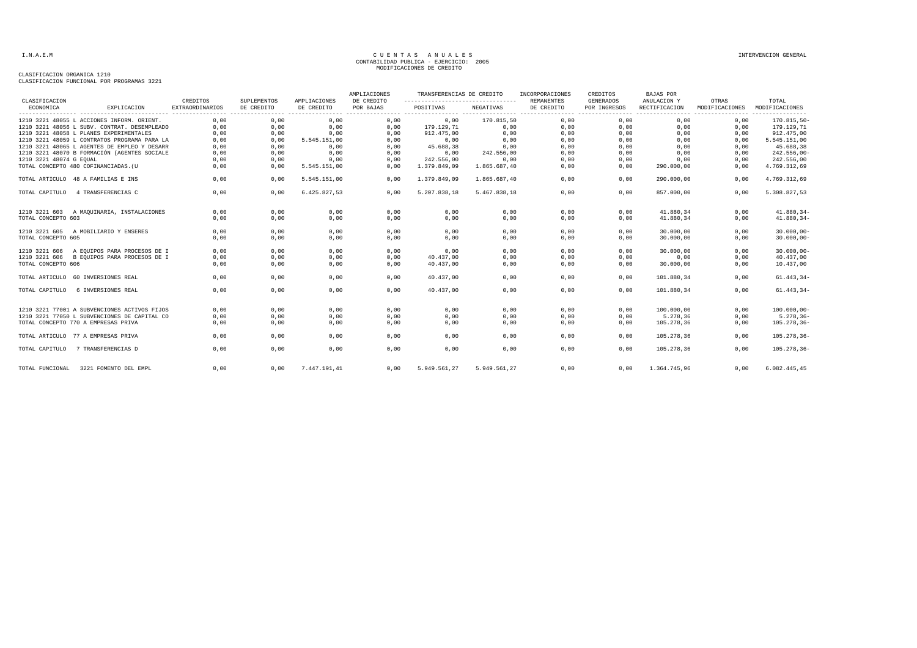I.N.A.E.M

# C U E N T A S   A N U A L E S
## CONTABILIDAD PUBLICA - EJERCICIO: 2005
## MODIFICACIONES DE CREDITO

INTERVENCION GENERAL

CLASIFICACION ORGANICA 1210
CLASIFICACION FUNCIONAL POR PROGRAMAS 3221

| CLASIFICACION ECONOMICA | EXPLICACION | CREDITOS EXTRAORDINARIOS | SUPLEMENTOS DE CREDITO | AMPLIACIONES DE CREDITO | AMPLIACIONES DE CREDITO POR BAJAS | TRANSFERENCIAS DE CREDITO POSITIVAS | TRANSFERENCIAS DE CREDITO NEGATIVAS | INCORPORACIONES REMANENTES DE CREDITO | CREDITOS GENERADOS POR INGRESOS | BAJAS POR ANULACION Y RECTIFICACION | OTRAS MODIFICACIONES | TOTAL MODIFICACIONES |
|---|---|---|---|---|---|---|---|---|---|---|---|---|
| 1210 3221 48055 L | ACCIONES INFORM. ORIENT. | 0,00 | 0,00 | 0,00 | 0,00 | 0,00 | 170.815,50 | 0,00 | 0,00 | 0,00 | 0,00 | 170.815,50- |
| 1210 3221 48056 L | SUBV. CONTRAT. DESEMPLEADO | 0,00 | 0,00 | 0,00 | 0,00 | 179.129,71 | 0,00 | 0,00 | 0,00 | 0,00 | 0,00 | 179.129,71 |
| 1210 3221 48058 L | PLANES EXPERIMENTALES | 0,00 | 0,00 | 0,00 | 0,00 | 912.475,00 | 0,00 | 0,00 | 0,00 | 0,00 | 0,00 | 912.475,00 |
| 1210 3221 48059 L | CONTRATOS PROGRAMA PARA LA | 0,00 | 0,00 | 5.545.151,00 | 0,00 | 0,00 | 0,00 | 0,00 | 0,00 | 0,00 | 0,00 | 5.545.151,00 |
| 1210 3221 48065 L | AGENTES DE EMPLEO Y DESARR | 0,00 | 0,00 | 0,00 | 0,00 | 45.688,38 | 0,00 | 0,00 | 0,00 | 0,00 | 0,00 | 45.688,38 |
| 1210 3221 48070 B | FORMACIÓN (AGENTES SOCIALE | 0,00 | 0,00 | 0,00 | 0,00 | 0,00 | 242.556,00 | 0,00 | 0,00 | 0,00 | 0,00 | 242.556,00- |
| 1210 3221 48074 G | EQUAL | 0,00 | 0,00 | 0,00 | 0,00 | 242.556,00 | 0,00 | 0,00 | 0,00 | 0,00 | 0,00 | 242.556,00 |
| TOTAL CONCEPTO 480 | COFINANCIADAS.(U | 0,00 | 0,00 | 5.545.151,00 | 0,00 | 1.379.849,09 | 1.865.687,40 | 0,00 | 0,00 | 290.000,00 | 0,00 | 4.769.312,69 |
| TOTAL ARTICULO 48 | A FAMILIAS E INS | 0,00 | 0,00 | 5.545.151,00 | 0,00 | 1.379.849,09 | 1.865.687,40 | 0,00 | 0,00 | 290.000,00 | 0,00 | 4.769.312,69 |
| TOTAL CAPITULO 4 | TRANSFERENCIAS C | 0,00 | 0,00 | 6.425.827,53 | 0,00 | 5.207.838,18 | 5.467.838,18 | 0,00 | 0,00 | 857.000,00 | 0,00 | 5.308.827,53 |
| 1210 3221 603 | A MAQUINARIA, INSTALACIONES | 0,00 | 0,00 | 0,00 | 0,00 | 0,00 | 0,00 | 0,00 | 0,00 | 41.880,34 | 0,00 | 41.880,34- |
| TOTAL CONCEPTO 603 | | 0,00 | 0,00 | 0,00 | 0,00 | 0,00 | 0,00 | 0,00 | 0,00 | 41.880,34 | 0,00 | 41.880,34- |
| 1210 3221 605 | A MOBILIARIO Y ENSERES | 0,00 | 0,00 | 0,00 | 0,00 | 0,00 | 0,00 | 0,00 | 0,00 | 30.000,00 | 0,00 | 30.000,00- |
| TOTAL CONCEPTO 605 | | 0,00 | 0,00 | 0,00 | 0,00 | 0,00 | 0,00 | 0,00 | 0,00 | 30.000,00 | 0,00 | 30.000,00- |
| 1210 3221 606 | A EQUIPOS PARA PROCESOS DE I | 0,00 | 0,00 | 0,00 | 0,00 | 0,00 | 0,00 | 0,00 | 0,00 | 30.000,00 | 0,00 | 30.000,00- |
| 1210 3221 606 | B EQUIPOS PARA PROCESOS DE I | 0,00 | 0,00 | 0,00 | 0,00 | 40.437,00 | 0,00 | 0,00 | 0,00 | 0,00 | 0,00 | 40.437,00 |
| TOTAL CONCEPTO 606 | | 0,00 | 0,00 | 0,00 | 0,00 | 40.437,00 | 0,00 | 0,00 | 0,00 | 30.000,00 | 0,00 | 10.437,00 |
| TOTAL ARTICULO 60 | INVERSIONES REAL | 0,00 | 0,00 | 0,00 | 0,00 | 40.437,00 | 0,00 | 0,00 | 0,00 | 101.880,34 | 0,00 | 61.443,34- |
| TOTAL CAPITULO 6 | INVERSIONES REAL | 0,00 | 0,00 | 0,00 | 0,00 | 40.437,00 | 0,00 | 0,00 | 0,00 | 101.880,34 | 0,00 | 61.443,34- |
| 1210 3221 77001 A | SUBVENCIONES ACTIVOS FIJOS | 0,00 | 0,00 | 0,00 | 0,00 | 0,00 | 0,00 | 0,00 | 0,00 | 100.000,00 | 0,00 | 100.000,00- |
| 1210 3221 77050 L | SUBVENCIONES DE CAPITAL CO | 0,00 | 0,00 | 0,00 | 0,00 | 0,00 | 0,00 | 0,00 | 0,00 | 5.278,36 | 0,00 | 5.278,36- |
| TOTAL CONCEPTO 770 | A EMPRESAS PRIVA | 0,00 | 0,00 | 0,00 | 0,00 | 0,00 | 0,00 | 0,00 | 0,00 | 105.278,36 | 0,00 | 105.278,36- |
| TOTAL ARTICULO 77 | A EMPRESAS PRIVA | 0,00 | 0,00 | 0,00 | 0,00 | 0,00 | 0,00 | 0,00 | 0,00 | 105.278,36 | 0,00 | 105.278,36- |
| TOTAL CAPITULO 7 | TRANSFERENCIAS D | 0,00 | 0,00 | 0,00 | 0,00 | 0,00 | 0,00 | 0,00 | 0,00 | 105.278,36 | 0,00 | 105.278,36- |
| TOTAL FUNCIONAL 3221 | FOMENTO DEL EMPL | 0,00 | 0,00 | 7.447.191,41 | 0,00 | 5.949.561,27 | 5.949.561,27 | 0,00 | 0,00 | 1.364.745,96 | 0,00 | 6.082.445,45 |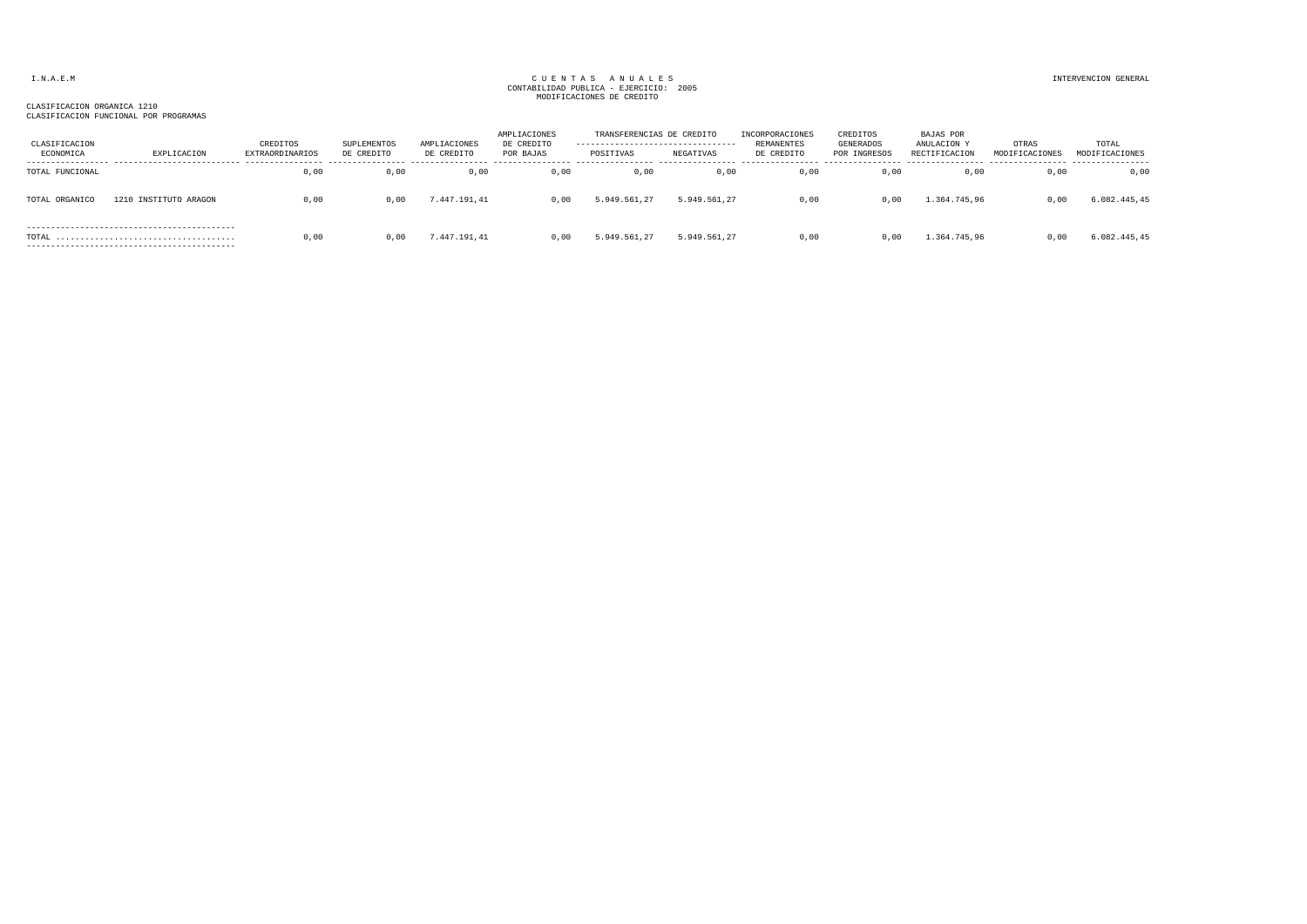I.N.A.E.M

# C U E N T A S   A N U A L E S
## CONTABILIDAD PUBLICA - EJERCICIO: 2005
## MODIFICACIONES DE CREDITO

INTERVENCION GENERAL

CLASIFICACION ORGANICA 1210
CLASIFICACION FUNCIONAL POR PROGRAMAS

| CLASIFICACION ECONOMICA | EXPLICACION | CREDITOS EXTRAORDINARIOS | SUPLEMENTOS DE CREDITO | AMPLIACIONES DE CREDITO | AMPLIACIONES DE CREDITO POR BAJAS | TRANSFERENCIAS DE CREDITO POSITIVAS | TRANSFERENCIAS DE CREDITO NEGATIVAS | INCORPORACIONES REMANENTES DE CREDITO | CREDITOS GENERADOS POR INGRESOS | BAJAS POR ANULACION Y RECTIFICACION | OTRAS MODIFICACIONES | TOTAL MODIFICACIONES |
|---|---|---|---|---|---|---|---|---|---|---|---|---|
| TOTAL FUNCIONAL | | 0,00 | 0,00 | 0,00 | 0,00 | 0,00 | 0,00 | 0,00 | 0,00 | 0,00 | 0,00 | 0,00 |
| TOTAL ORGANICO | 1210 INSTITUTO ARAGON | 0,00 | 0,00 | 7.447.191,41 | 0,00 | 5.949.561,27 | 5.949.561,27 | 0,00 | 0,00 | 1.364.745,96 | 0,00 | 6.082.445,45 |
| TOTAL ..................................... | | 0,00 | 0,00 | 7.447.191,41 | 0,00 | 5.949.561,27 | 5.949.561,27 | 0,00 | 0,00 | 1.364.745,96 | 0,00 | 6.082.445,45 |